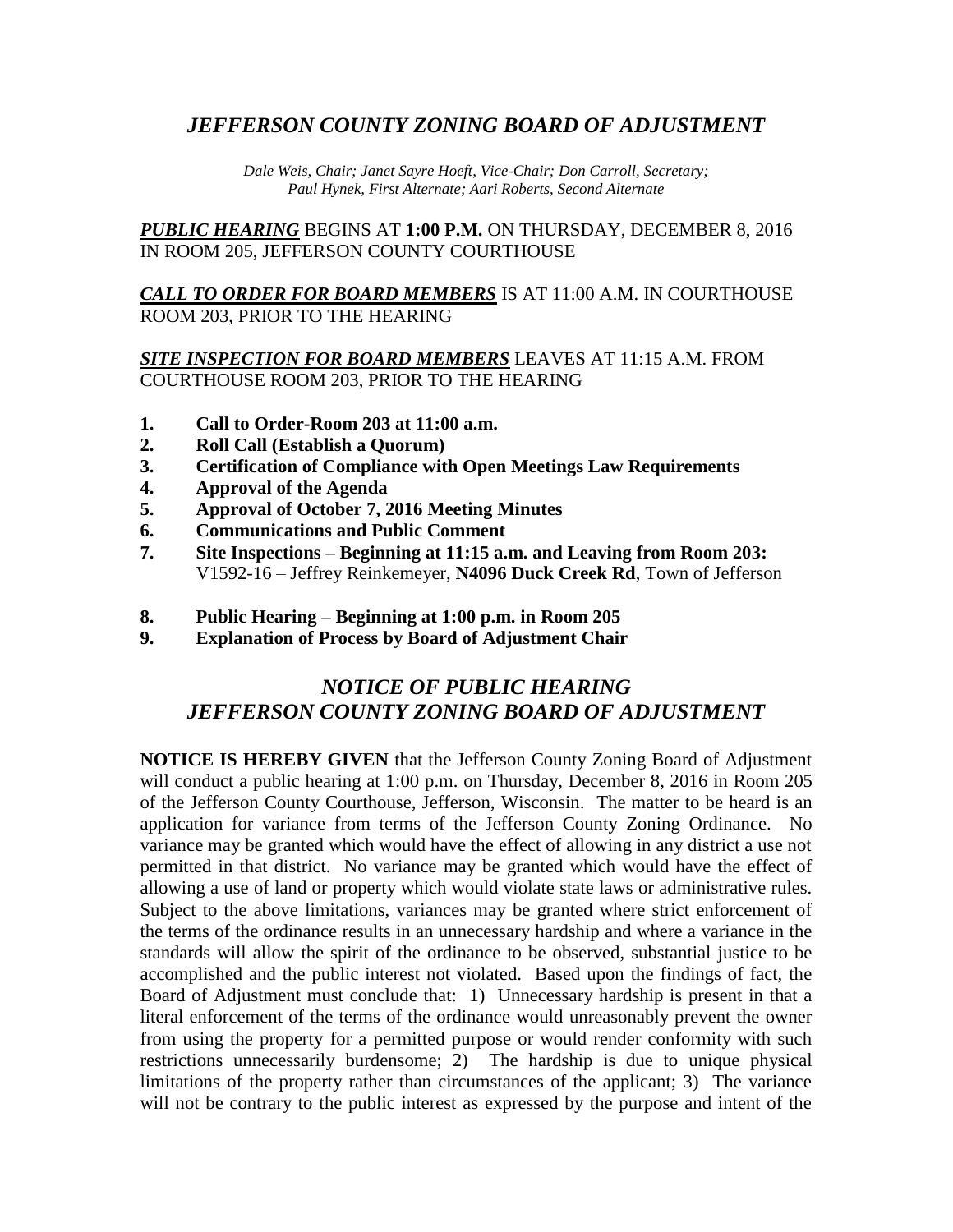# *JEFFERSON COUNTY ZONING BOARD OF ADJUSTMENT*

*Dale Weis, Chair; Janet Sayre Hoeft, Vice-Chair; Don Carroll, Secretary; Paul Hynek, First Alternate; Aari Roberts, Second Alternate*

***PUBLIC HEARING*** BEGINS AT **1:00 P.M.** ON THURSDAY, DECEMBER 8, 2016 IN ROOM 205, JEFFERSON COUNTY COURTHOUSE

***CALL TO ORDER FOR BOARD MEMBERS*** IS AT 11:00 A.M. IN COURTHOUSE ROOM 203, PRIOR TO THE HEARING

***SITE INSPECTION FOR BOARD MEMBERS*** LEAVES AT 11:15 A.M. FROM COURTHOUSE ROOM 203, PRIOR TO THE HEARING

1. **Call to Order-Room 203 at 11:00 a.m.**
2. **Roll Call (Establish a Quorum)**
3. **Certification of Compliance with Open Meetings Law Requirements**
4. **Approval of the Agenda**
5. **Approval of October 7, 2016 Meeting Minutes**
6. **Communications and Public Comment**
7. **Site Inspections – Beginning at 11:15 a.m. and Leaving from Room 203:**
   V1592-16 – Jeffrey Reinkemeyer, **N4096 Duck Creek Rd**, Town of Jefferson
8. **Public Hearing – Beginning at 1:00 p.m. in Room 205**
9. **Explanation of Process by Board of Adjustment Chair**

## *NOTICE OF PUBLIC HEARING JEFFERSON COUNTY ZONING BOARD OF ADJUSTMENT*

**NOTICE IS HEREBY GIVEN** that the Jefferson County Zoning Board of Adjustment will conduct a public hearing at 1:00 p.m. on Thursday, December 8, 2016 in Room 205 of the Jefferson County Courthouse, Jefferson, Wisconsin. The matter to be heard is an application for variance from terms of the Jefferson County Zoning Ordinance. No variance may be granted which would have the effect of allowing in any district a use not permitted in that district. No variance may be granted which would have the effect of allowing a use of land or property which would violate state laws or administrative rules. Subject to the above limitations, variances may be granted where strict enforcement of the terms of the ordinance results in an unnecessary hardship and where a variance in the standards will allow the spirit of the ordinance to be observed, substantial justice to be accomplished and the public interest not violated. Based upon the findings of fact, the Board of Adjustment must conclude that: 1) Unnecessary hardship is present in that a literal enforcement of the terms of the ordinance would unreasonably prevent the owner from using the property for a permitted purpose or would render conformity with such restrictions unnecessarily burdensome; 2) The hardship is due to unique physical limitations of the property rather than circumstances of the applicant; 3) The variance will not be contrary to the public interest as expressed by the purpose and intent of the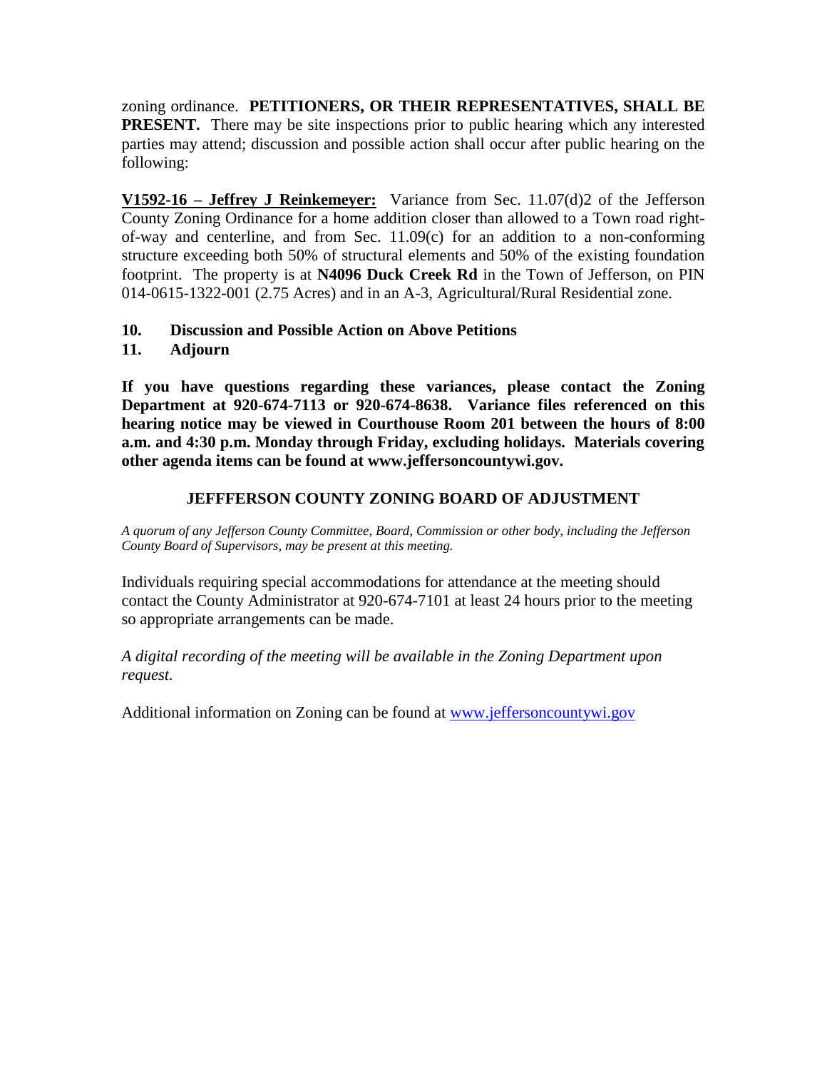zoning ordinance. **PETITIONERS, OR THEIR REPRESENTATIVES, SHALL BE PRESENT.** There may be site inspections prior to public hearing which any interested parties may attend; discussion and possible action shall occur after public hearing on the following:

**V1592-16 – Jeffrey J Reinkemeyer:** Variance from Sec. 11.07(d)2 of the Jefferson County Zoning Ordinance for a home addition closer than allowed to a Town road right-of-way and centerline, and from Sec. 11.09(c) for an addition to a non-conforming structure exceeding both 50% of structural elements and 50% of the existing foundation footprint. The property is at **N4096 Duck Creek Rd** in the Town of Jefferson, on PIN 014-0615-1322-001 (2.75 Acres) and in an A-3, Agricultural/Rural Residential zone.

10. **Discussion and Possible Action on Above Petitions**
11. **Adjourn**

**If you have questions regarding these variances, please contact the Zoning Department at 920-674-7113 or 920-674-8638. Variance files referenced on this hearing notice may be viewed in Courthouse Room 201 between the hours of 8:00 a.m. and 4:30 p.m. Monday through Friday, excluding holidays. Materials covering other agenda items can be found at www.jeffersoncountywi.gov.**

**JEFFFERSON COUNTY ZONING BOARD OF ADJUSTMENT**

*A quorum of any Jefferson County Committee, Board, Commission or other body, including the Jefferson County Board of Supervisors, may be present at this meeting.*

Individuals requiring special accommodations for attendance at the meeting should contact the County Administrator at 920-674-7101 at least 24 hours prior to the meeting so appropriate arrangements can be made.

*A digital recording of the meeting will be available in the Zoning Department upon request.*

Additional information on Zoning can be found at [www.jeffersoncountywi.gov](www.jeffersoncountywi.gov)